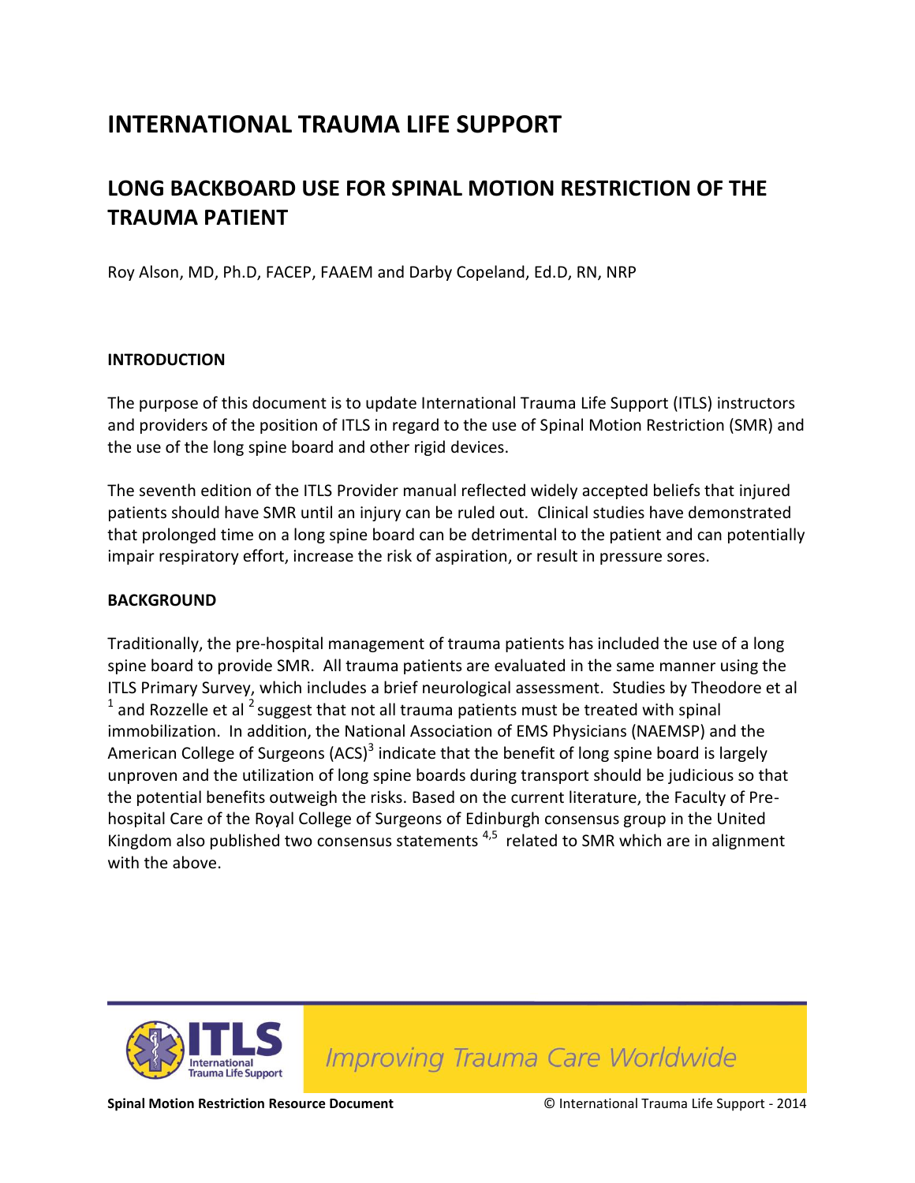# INTERNATIONAL TRAUMA LIFE SUPPORT

## LONG BACKBOARD USE FOR SPINAL MOTION RESTRICTION OF THE TRAUMA PATIENT

Roy Alson, MD, Ph.D, FACEP, FAAEM and Darby Copeland, Ed.D, RN, NRP

### INTRODUCTION

The purpose of this document is to update International Trauma Life Support (ITLS) instructors and providers of the position of ITLS in regard to the use of Spinal Motion Restriction (SMR) and the use of the long spine board and other rigid devices.

The seventh edition of the ITLS Provider manual reflected widely accepted beliefs that injured patients should have SMR until an injury can be ruled out. Clinical studies have demonstrated that prolonged time on a long spine board can be detrimental to the patient and can potentially impair respiratory effort, increase the risk of aspiration, or result in pressure sores.

### BACKGROUND

Traditionally, the pre-hospital management of trauma patients has included the use of a long spine board to provide SMR. All trauma patients are evaluated in the same manner using the ITLS Primary Survey, which includes a brief neurological assessment. Studies by Theodore et al [1] and Rozzelle et al [2] suggest that not all trauma patients must be treated with spinal immobilization. In addition, the National Association of EMS Physicians (NAEMSP) and the American College of Surgeons (ACS)[3] indicate that the benefit of long spine board is largely unproven and the utilization of long spine boards during transport should be judicious so that the potential benefits outweigh the risks. Based on the current literature, the Faculty of Pre-hospital Care of the Royal College of Surgeons of Edinburgh consensus group in the United Kingdom also published two consensus statements [4,5] related to SMR which are in alignment with the above.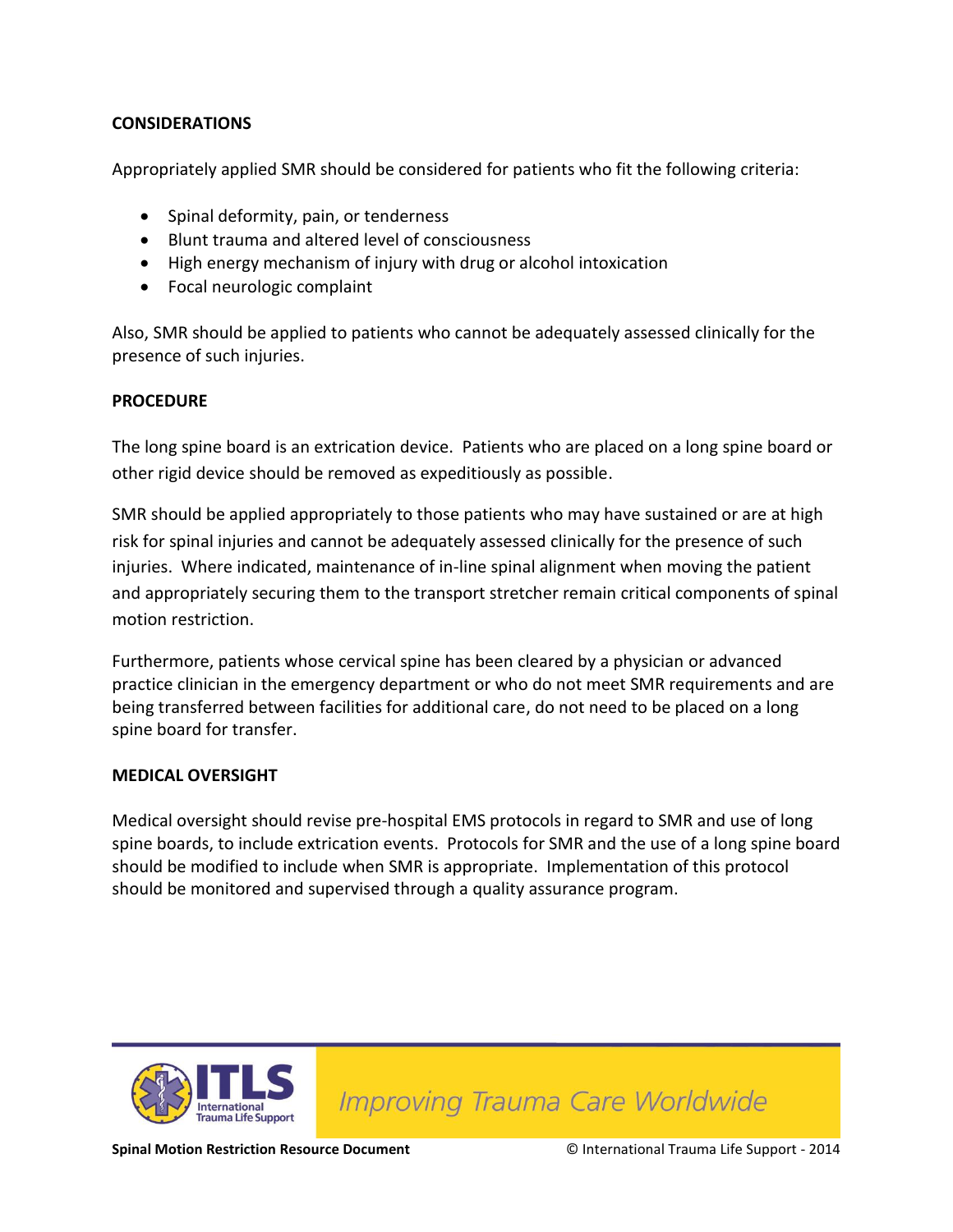**CONSIDERATIONS**

Appropriately applied SMR should be considered for patients who fit the following criteria:

- Spinal deformity, pain, or tenderness
- Blunt trauma and altered level of consciousness
- High energy mechanism of injury with drug or alcohol intoxication
- Focal neurologic complaint

Also, SMR should be applied to patients who cannot be adequately assessed clinically for the presence of such injuries.

**PROCEDURE**

The long spine board is an extrication device. Patients who are placed on a long spine board or other rigid device should be removed as expeditiously as possible.

SMR should be applied appropriately to those patients who may have sustained or are at high risk for spinal injuries and cannot be adequately assessed clinically for the presence of such injuries. Where indicated, maintenance of in-line spinal alignment when moving the patient and appropriately securing them to the transport stretcher remain critical components of spinal motion restriction.

Furthermore, patients whose cervical spine has been cleared by a physician or advanced practice clinician in the emergency department or who do not meet SMR requirements and are being transferred between facilities for additional care, do not need to be placed on a long spine board for transfer.

**MEDICAL OVERSIGHT**

Medical oversight should revise pre-hospital EMS protocols in regard to SMR and use of long spine boards, to include extrication events. Protocols for SMR and the use of a long spine board should be modified to include when SMR is appropriate. Implementation of this protocol should be monitored and supervised through a quality assurance program.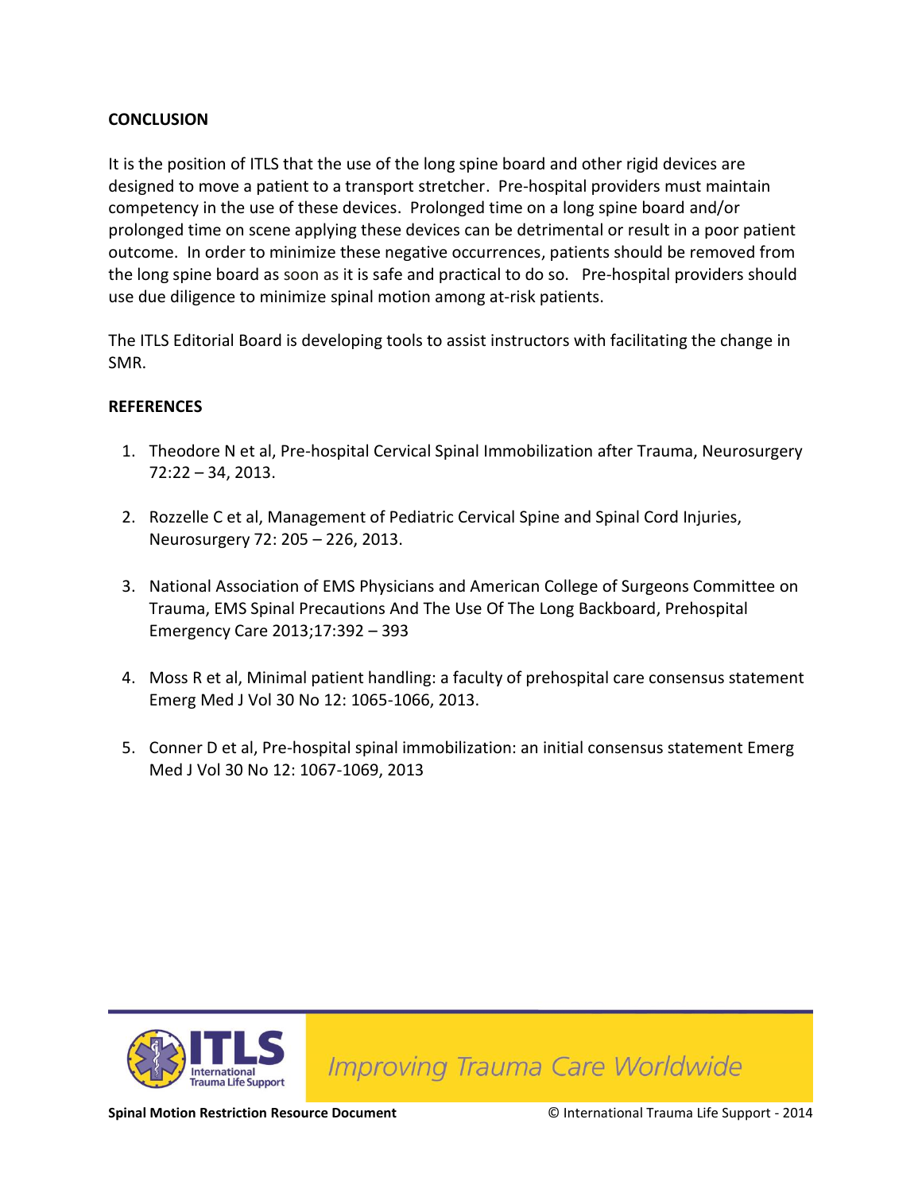**CONCLUSION**

It is the position of ITLS that the use of the long spine board and other rigid devices are designed to move a patient to a transport stretcher. Pre-hospital providers must maintain competency in the use of these devices. Prolonged time on a long spine board and/or prolonged time on scene applying these devices can be detrimental or result in a poor patient outcome. In order to minimize these negative occurrences, patients should be removed from the long spine board as soon as it is safe and practical to do so. Pre-hospital providers should use due diligence to minimize spinal motion among at-risk patients.

The ITLS Editorial Board is developing tools to assist instructors with facilitating the change in SMR.

**REFERENCES**

1. Theodore N et al, Pre-hospital Cervical Spinal Immobilization after Trauma, Neurosurgery 72:22 – 34, 2013.

2. Rozzelle C et al, Management of Pediatric Cervical Spine and Spinal Cord Injuries, Neurosurgery 72: 205 – 226, 2013.

3. National Association of EMS Physicians and American College of Surgeons Committee on Trauma, EMS Spinal Precautions And The Use Of The Long Backboard, Prehospital Emergency Care 2013;17:392 – 393

4. Moss R et al, Minimal patient handling: a faculty of prehospital care consensus statement Emerg Med J Vol 30 No 12: 1065-1066, 2013.

5. Conner D et al, Pre-hospital spinal immobilization: an initial consensus statement Emerg Med J Vol 30 No 12: 1067-1069, 2013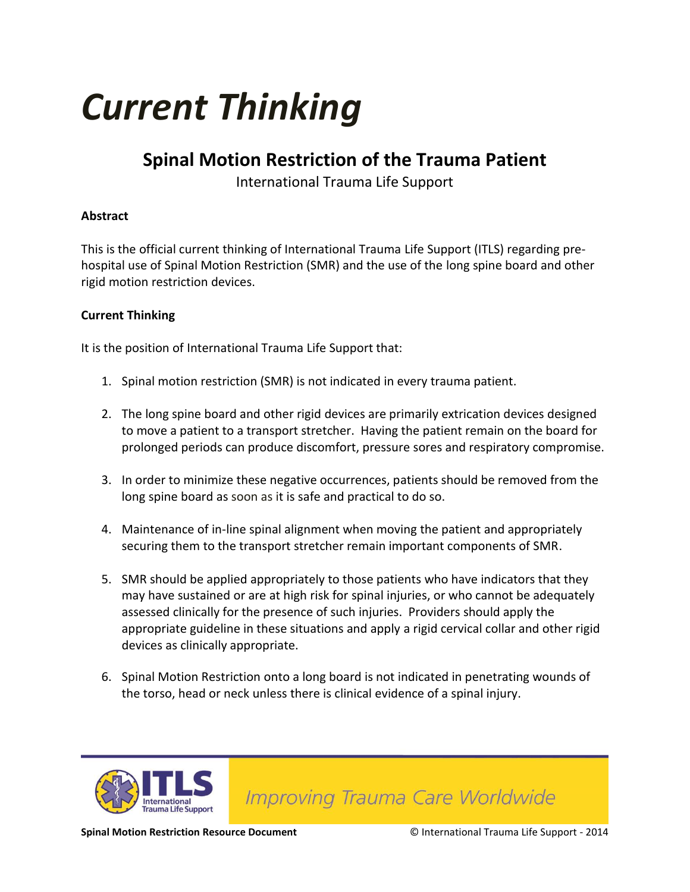# *Current Thinking*

## Spinal Motion Restriction of the Trauma Patient

International Trauma Life Support

**Abstract**

This is the official current thinking of International Trauma Life Support (ITLS) regarding pre-hospital use of Spinal Motion Restriction (SMR) and the use of the long spine board and other rigid motion restriction devices.

**Current Thinking**

It is the position of International Trauma Life Support that:

1. Spinal motion restriction (SMR) is not indicated in every trauma patient.

2. The long spine board and other rigid devices are primarily extrication devices designed to move a patient to a transport stretcher. Having the patient remain on the board for prolonged periods can produce discomfort, pressure sores and respiratory compromise.

3. In order to minimize these negative occurrences, patients should be removed from the long spine board as soon as it is safe and practical to do so.

4. Maintenance of in-line spinal alignment when moving the patient and appropriately securing them to the transport stretcher remain important components of SMR.

5. SMR should be applied appropriately to those patients who have indicators that they may have sustained or are at high risk for spinal injuries, or who cannot be adequately assessed clinically for the presence of such injuries. Providers should apply the appropriate guideline in these situations and apply a rigid cervical collar and other rigid devices as clinically appropriate.

6. Spinal Motion Restriction onto a long board is not indicated in penetrating wounds of the torso, head or neck unless there is clinical evidence of a spinal injury.

Improving Trauma Care Worldwide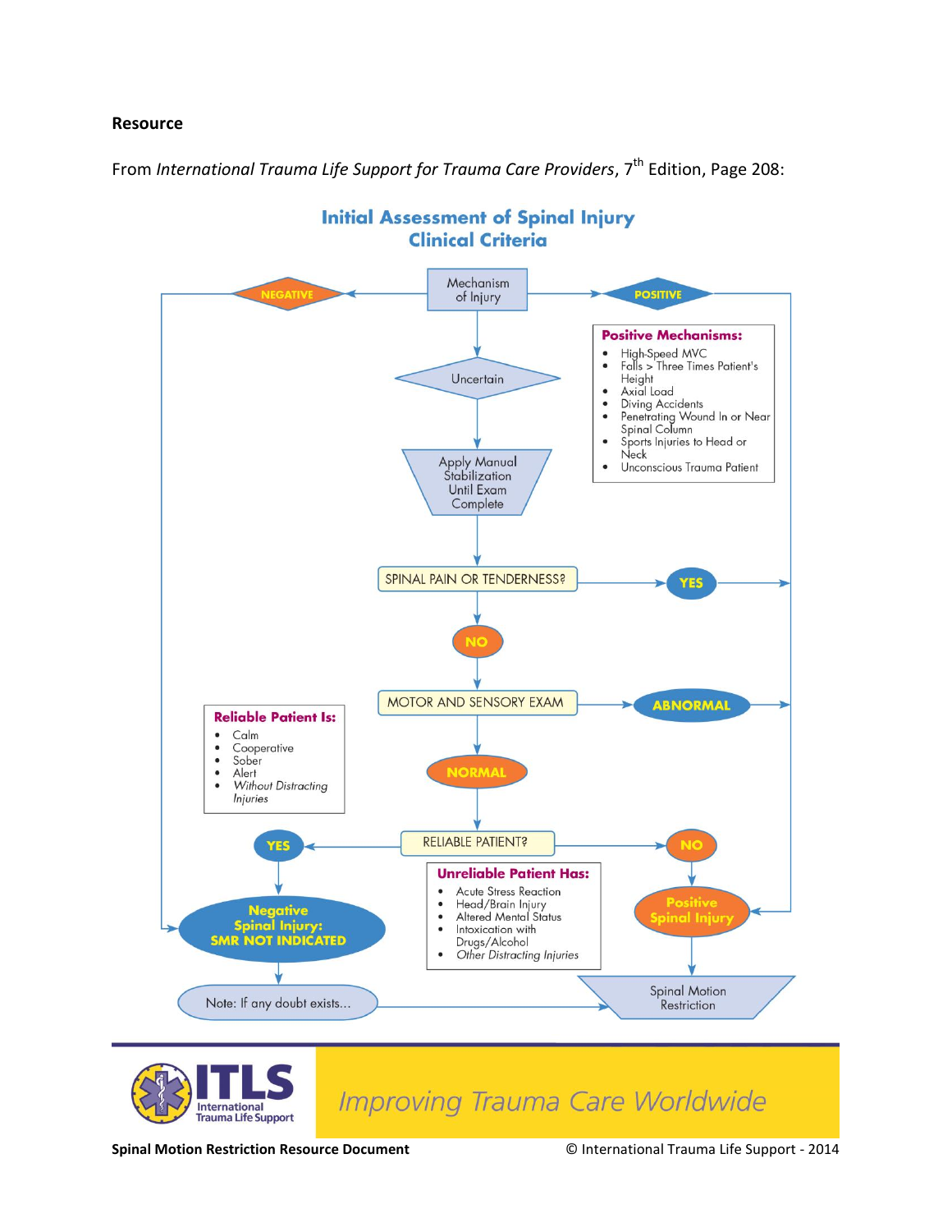**Resource**

From *International Trauma Life Support for Trauma Care Providers*, 7[th] Edition, Page 208:

## Initial Assessment of Spinal Injury Clinical Criteria

Mechanism of Injury

NEGATIVE

POSITIVE

Uncertain

**Positive Mechanisms:**

- High-Speed MVC
- Falls > Three Times Patient's Height
- Axial Load
- Diving Accidents
- Penetrating Wound In or Near Spinal Column
- Sports Injuries to Head or Neck
- Unconscious Trauma Patient

Apply Manual Stabilization Until Exam Complete

SPINAL PAIN OR TENDERNESS?

YES

NO

MOTOR AND SENSORY EXAM

ABNORMAL

NORMAL

**Reliable Patient Is:**

- Calm
- Cooperative
- Sober
- Alert
- *Without Distracting Injuries*

RELIABLE PATIENT?

YES

NO

**Unreliable Patient Has:**

- Acute Stress Reaction
- Head/Brain Injury
- Altered Mental Status
- Intoxication with Drugs/Alcohol
- *Other Distracting Injuries*

Negative Spinal Injury: SMR NOT INDICATED

Positive Spinal Injury

Note: If any doubt exists...

Spinal Motion Restriction

Improving Trauma Care Worldwide

**Spinal Motion Restriction Resource Document** © International Trauma Life Support - 2014